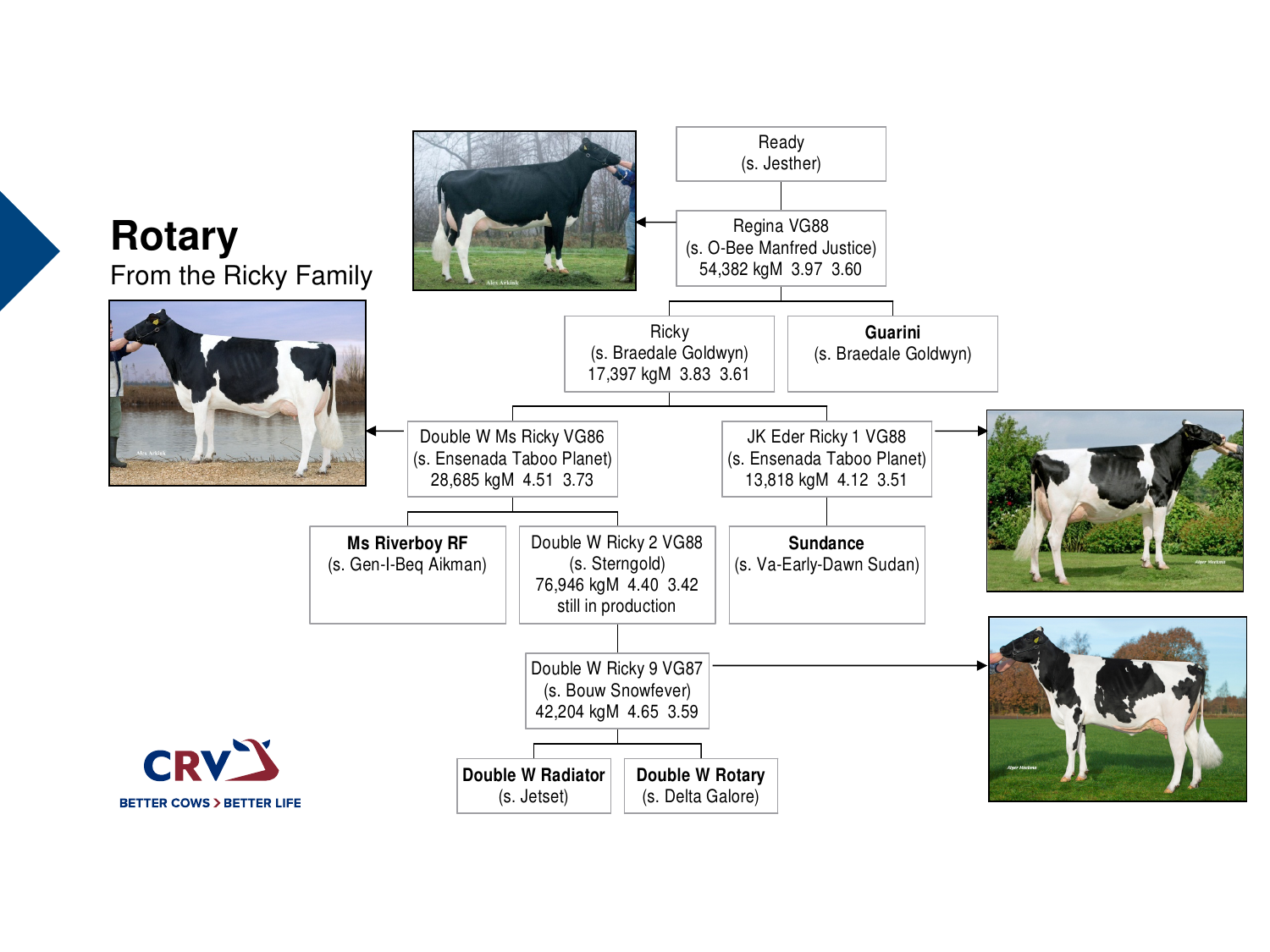# Rotary

From the Ricky Family

Ready
(s. Jesther)

Regina VG88
(s. O-Bee Manfred Justice)
54,382 kgM 3.97 3.60

Ricky
(s. Braedale Goldwyn)
17,397 kgM 3.83 3.61

**Guarini**
(s. Braedale Goldwyn)

Double W Ms Ricky VG86
(s. Ensenada Taboo Planet)
28,685 kgM 4.51 3.73

JK Eder Ricky 1 VG88
(s. Ensenada Taboo Planet)
13,818 kgM 4.12 3.51

**Ms Riverboy RF**
(s. Gen-I-Beq Aikman)

Double W Ricky 2 VG88
(s. Sterngold)
76,946 kgM 4.40 3.42
still in production

**Sundance**
(s. Va-Early-Dawn Sudan)

Double W Ricky 9 VG87
(s. Bouw Snowfever)
42,204 kgM 4.65 3.59

**Double W Radiator**
(s. Jetset)

**Double W Rotary**
(s. Delta Galore)

CRV
BETTER COWS > BETTER LIFE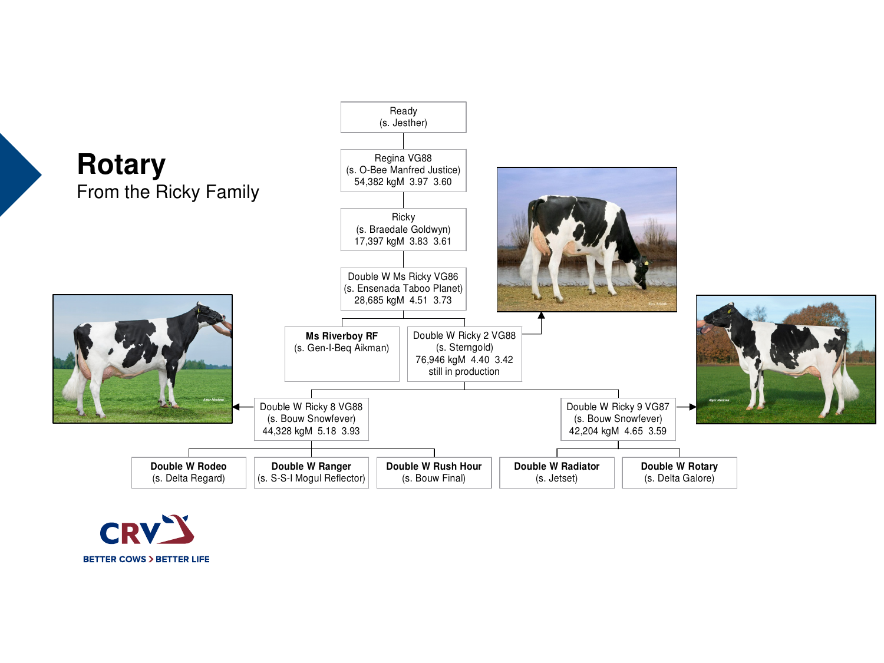# Rotary

From the Ricky Family

Ready
(s. Jesther)

Regina VG88
(s. O-Bee Manfred Justice)
54,382 kgM 3.97 3.60

Ricky
(s. Braedale Goldwyn)
17,397 kgM 3.83 3.61

Double W Ms Ricky VG86
(s. Ensenada Taboo Planet)
28,685 kgM 4.51 3.73

**Ms Riverboy RF**
(s. Gen-I-Beq Aikman)

Double W Ricky 2 VG88
(s. Sterngold)
76,946 kgM 4.40 3.42
still in production

Double W Ricky 8 VG88
(s. Bouw Snowfever)
44,328 kgM 5.18 3.93

Double W Ricky 9 VG87
(s. Bouw Snowfever)
42,204 kgM 4.65 3.59

**Double W Rodeo**
(s. Delta Regard)

**Double W Ranger**
(s. S-S-I Mogul Reflector)

**Double W Rush Hour**
(s. Bouw Final)

**Double W Radiator**
(s. Jetset)

**Double W Rotary**
(s. Delta Galore)

CRV
BETTER COWS > BETTER LIFE